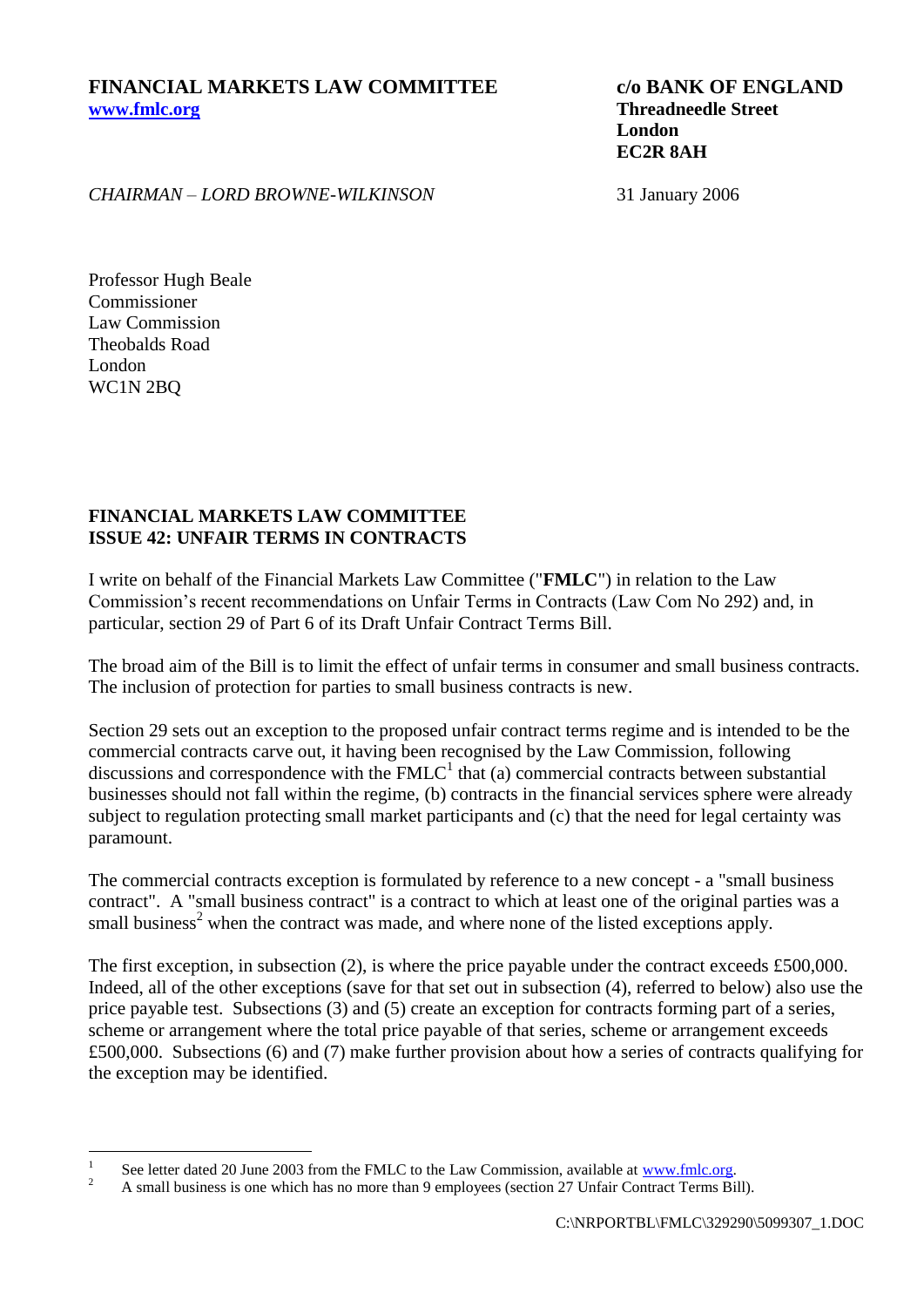**FINANCIAL MARKETS LAW COMMITTEE**
**www.fmlc.org**

**c/o BANK OF ENGLAND**
**Threadneedle Street**
**London**
**EC2R 8AH**

*CHAIRMAN – LORD BROWNE-WILKINSON*

31 January 2006

Professor Hugh Beale
Commissioner
Law Commission
Theobalds Road
London
WC1N 2BQ

**FINANCIAL MARKETS LAW COMMITTEE**
**ISSUE 42: UNFAIR TERMS IN CONTRACTS**

I write on behalf of the Financial Markets Law Committee ("**FMLC**") in relation to the Law Commission's recent recommendations on Unfair Terms in Contracts (Law Com No 292) and, in particular, section 29 of Part 6 of its Draft Unfair Contract Terms Bill.

The broad aim of the Bill is to limit the effect of unfair terms in consumer and small business contracts. The inclusion of protection for parties to small business contracts is new.

Section 29 sets out an exception to the proposed unfair contract terms regime and is intended to be the commercial contracts carve out, it having been recognised by the Law Commission, following discussions and correspondence with the FMLC[1] that (a) commercial contracts between substantial businesses should not fall within the regime, (b) contracts in the financial services sphere were already subject to regulation protecting small market participants and (c) that the need for legal certainty was paramount.

The commercial contracts exception is formulated by reference to a new concept - a "small business contract". A "small business contract" is a contract to which at least one of the original parties was a small business[2] when the contract was made, and where none of the listed exceptions apply.

The first exception, in subsection (2), is where the price payable under the contract exceeds £500,000. Indeed, all of the other exceptions (save for that set out in subsection (4), referred to below) also use the price payable test. Subsections (3) and (5) create an exception for contracts forming part of a series, scheme or arrangement where the total price payable of that series, scheme or arrangement exceeds £500,000. Subsections (6) and (7) make further provision about how a series of contracts qualifying for the exception may be identified.

[1] See letter dated 20 June 2003 from the FMLC to the Law Commission, available at www.fmlc.org.

[2] A small business is one which has no more than 9 employees (section 27 Unfair Contract Terms Bill).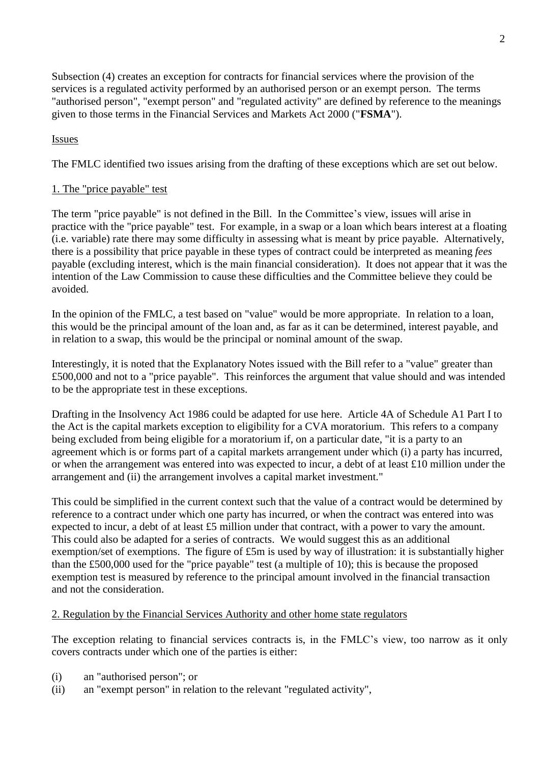Subsection (4) creates an exception for contracts for financial services where the provision of the services is a regulated activity performed by an authorised person or an exempt person. The terms "authorised person", "exempt person" and "regulated activity" are defined by reference to the meanings given to those terms in the Financial Services and Markets Act 2000 ("**FSMA**").

Issues

The FMLC identified two issues arising from the drafting of these exceptions which are set out below.

1. The "price payable" test

The term "price payable" is not defined in the Bill. In the Committee's view, issues will arise in practice with the "price payable" test. For example, in a swap or a loan which bears interest at a floating (i.e. variable) rate there may some difficulty in assessing what is meant by price payable. Alternatively, there is a possibility that price payable in these types of contract could be interpreted as meaning *fees* payable (excluding interest, which is the main financial consideration). It does not appear that it was the intention of the Law Commission to cause these difficulties and the Committee believe they could be avoided.

In the opinion of the FMLC, a test based on "value" would be more appropriate. In relation to a loan, this would be the principal amount of the loan and, as far as it can be determined, interest payable, and in relation to a swap, this would be the principal or nominal amount of the swap.

Interestingly, it is noted that the Explanatory Notes issued with the Bill refer to a "value" greater than £500,000 and not to a "price payable". This reinforces the argument that value should and was intended to be the appropriate test in these exceptions.

Drafting in the Insolvency Act 1986 could be adapted for use here. Article 4A of Schedule A1 Part I to the Act is the capital markets exception to eligibility for a CVA moratorium. This refers to a company being excluded from being eligible for a moratorium if, on a particular date, "it is a party to an agreement which is or forms part of a capital markets arrangement under which (i) a party has incurred, or when the arrangement was entered into was expected to incur, a debt of at least £10 million under the arrangement and (ii) the arrangement involves a capital market investment."

This could be simplified in the current context such that the value of a contract would be determined by reference to a contract under which one party has incurred, or when the contract was entered into was expected to incur, a debt of at least £5 million under that contract, with a power to vary the amount. This could also be adapted for a series of contracts. We would suggest this as an additional exemption/set of exemptions. The figure of £5m is used by way of illustration: it is substantially higher than the £500,000 used for the "price payable" test (a multiple of 10); this is because the proposed exemption test is measured by reference to the principal amount involved in the financial transaction and not the consideration.

2. Regulation by the Financial Services Authority and other home state regulators

The exception relating to financial services contracts is, in the FMLC's view, too narrow as it only covers contracts under which one of the parties is either:

(i) an "authorised person"; or
(ii) an "exempt person" in relation to the relevant "regulated activity",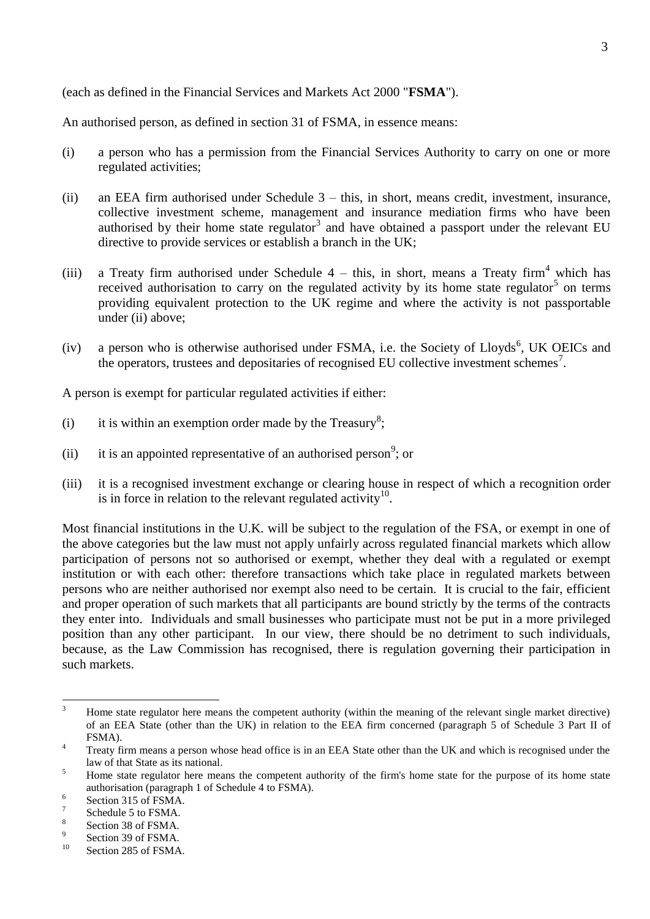(each as defined in the Financial Services and Markets Act 2000 "**FSMA**").

An authorised person, as defined in section 31 of FSMA, in essence means:

(i) a person who has a permission from the Financial Services Authority to carry on one or more regulated activities;

(ii) an EEA firm authorised under Schedule 3 – this, in short, means credit, investment, insurance, collective investment scheme, management and insurance mediation firms who have been authorised by their home state regulator[3] and have obtained a passport under the relevant EU directive to provide services or establish a branch in the UK;

(iii) a Treaty firm authorised under Schedule 4 – this, in short, means a Treaty firm[4] which has received authorisation to carry on the regulated activity by its home state regulator[5] on terms providing equivalent protection to the UK regime and where the activity is not passportable under (ii) above;

(iv) a person who is otherwise authorised under FSMA, i.e. the Society of Lloyds[6], UK OEICs and the operators, trustees and depositaries of recognised EU collective investment schemes[7].

A person is exempt for particular regulated activities if either:

(i) it is within an exemption order made by the Treasury[8];

(ii) it is an appointed representative of an authorised person[9]; or

(iii) it is a recognised investment exchange or clearing house in respect of which a recognition order is in force in relation to the relevant regulated activity[10].

Most financial institutions in the U.K. will be subject to the regulation of the FSA, or exempt in one of the above categories but the law must not apply unfairly across regulated financial markets which allow participation of persons not so authorised or exempt, whether they deal with a regulated or exempt institution or with each other: therefore transactions which take place in regulated markets between persons who are neither authorised nor exempt also need to be certain. It is crucial to the fair, efficient and proper operation of such markets that all participants are bound strictly by the terms of the contracts they enter into. Individuals and small businesses who participate must not be put in a more privileged position than any other participant. In our view, there should be no detriment to such individuals, because, as the Law Commission has recognised, there is regulation governing their participation in such markets.

---

[3] Home state regulator here means the competent authority (within the meaning of the relevant single market directive) of an EEA State (other than the UK) in relation to the EEA firm concerned (paragraph 5 of Schedule 3 Part II of FSMA).

[4] Treaty firm means a person whose head office is in an EEA State other than the UK and which is recognised under the law of that State as its national.

[5] Home state regulator here means the competent authority of the firm's home state for the purpose of its home state authorisation (paragraph 1 of Schedule 4 to FSMA).

[6] Section 315 of FSMA.

[7] Schedule 5 to FSMA.

[8] Section 38 of FSMA.

[9] Section 39 of FSMA.

[10] Section 285 of FSMA.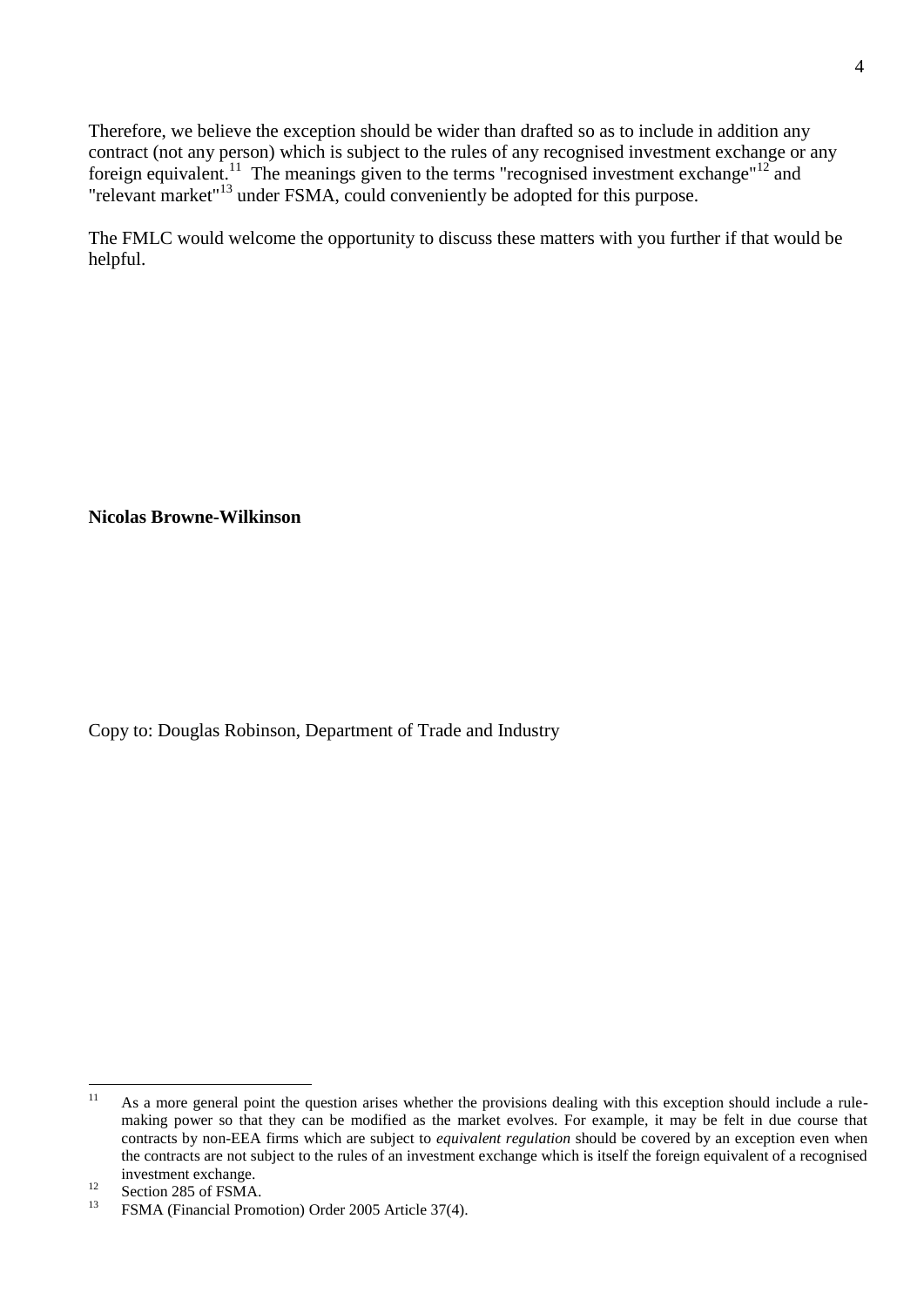Therefore, we believe the exception should be wider than drafted so as to include in addition any contract (not any person) which is subject to the rules of any recognised investment exchange or any foreign equivalent.[11] The meanings given to the terms "recognised investment exchange"[12] and "relevant market"[13] under FSMA, could conveniently be adopted for this purpose.

The FMLC would welcome the opportunity to discuss these matters with you further if that would be helpful.

**Nicolas Browne-Wilkinson**

Copy to: Douglas Robinson, Department of Trade and Industry

---

[11] As a more general point the question arises whether the provisions dealing with this exception should include a rule-making power so that they can be modified as the market evolves. For example, it may be felt in due course that contracts by non-EEA firms which are subject to *equivalent regulation* should be covered by an exception even when the contracts are not subject to the rules of an investment exchange which is itself the foreign equivalent of a recognised investment exchange.

[12] Section 285 of FSMA.

[13] FSMA (Financial Promotion) Order 2005 Article 37(4).